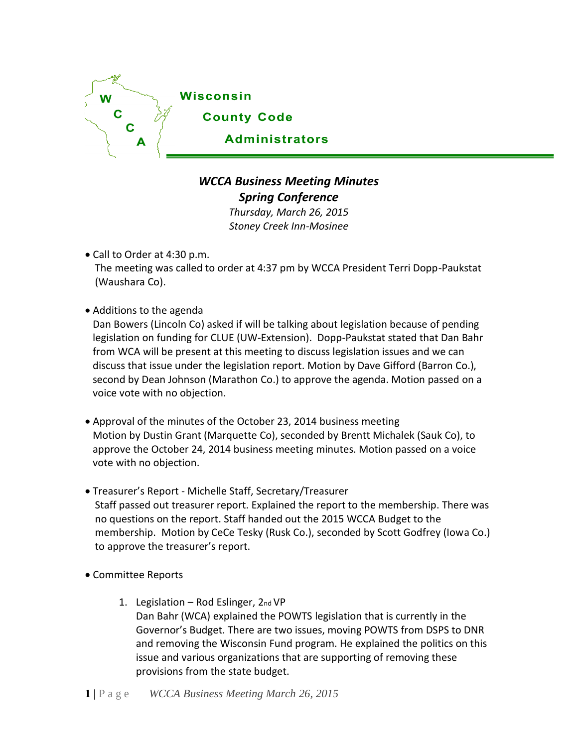# Wisconsin County Code Administrators

## *WCCA Business Meeting Minutes*
## *Spring Conference*

*Thursday, March 26, 2015*
*Stoney Creek Inn-Mosinee*

- Call to Order at 4:30 p.m.
  The meeting was called to order at 4:37 pm by WCCA President Terri Dopp-Paukstat (Waushara Co).

- Additions to the agenda
  Dan Bowers (Lincoln Co) asked if will be talking about legislation because of pending legislation on funding for CLUE (UW-Extension). Dopp-Paukstat stated that Dan Bahr from WCA will be present at this meeting to discuss legislation issues and we can discuss that issue under the legislation report. Motion by Dave Gifford (Barron Co.), second by Dean Johnson (Marathon Co.) to approve the agenda. Motion passed on a voice vote with no objection.

- Approval of the minutes of the October 23, 2014 business meeting
  Motion by Dustin Grant (Marquette Co), seconded by Brentt Michalek (Sauk Co), to approve the October 24, 2014 business meeting minutes. Motion passed on a voice vote with no objection.

- Treasurer's Report - Michelle Staff, Secretary/Treasurer
  Staff passed out treasurer report. Explained the report to the membership. There was no questions on the report. Staff handed out the 2015 WCCA Budget to the membership. Motion by CeCe Tesky (Rusk Co.), seconded by Scott Godfrey (Iowa Co.) to approve the treasurer's report.

- Committee Reports

  1. Legislation – Rod Eslinger, 2nd VP
     Dan Bahr (WCA) explained the POWTS legislation that is currently in the Governor's Budget. There are two issues, moving POWTS from DSPS to DNR and removing the Wisconsin Fund program. He explained the politics on this issue and various organizations that are supporting of removing these provisions from the state budget.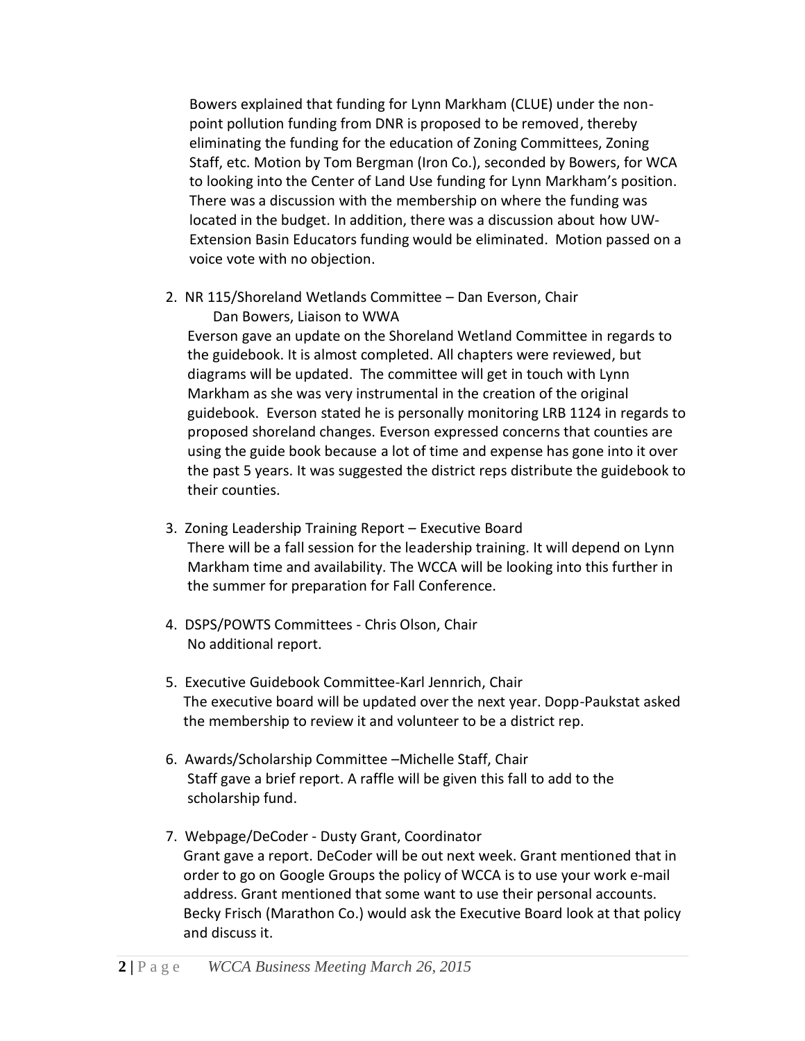Bowers explained that funding for Lynn Markham (CLUE) under the non-point pollution funding from DNR is proposed to be removed, thereby eliminating the funding for the education of Zoning Committees, Zoning Staff, etc. Motion by Tom Bergman (Iron Co.), seconded by Bowers, for WCA to looking into the Center of Land Use funding for Lynn Markham's position. There was a discussion with the membership on where the funding was located in the budget. In addition, there was a discussion about how UW-Extension Basin Educators funding would be eliminated. Motion passed on a voice vote with no objection.

2. NR 115/Shoreland Wetlands Committee – Dan Everson, Chair
   Dan Bowers, Liaison to WWA
   Everson gave an update on the Shoreland Wetland Committee in regards to the guidebook. It is almost completed. All chapters were reviewed, but diagrams will be updated. The committee will get in touch with Lynn Markham as she was very instrumental in the creation of the original guidebook. Everson stated he is personally monitoring LRB 1124 in regards to proposed shoreland changes. Everson expressed concerns that counties are using the guide book because a lot of time and expense has gone into it over the past 5 years. It was suggested the district reps distribute the guidebook to their counties.

3. Zoning Leadership Training Report – Executive Board
   There will be a fall session for the leadership training. It will depend on Lynn Markham time and availability. The WCCA will be looking into this further in the summer for preparation for Fall Conference.

4. DSPS/POWTS Committees - Chris Olson, Chair
   No additional report.

5. Executive Guidebook Committee-Karl Jennrich, Chair
   The executive board will be updated over the next year. Dopp-Paukstat asked the membership to review it and volunteer to be a district rep.

6. Awards/Scholarship Committee –Michelle Staff, Chair
   Staff gave a brief report. A raffle will be given this fall to add to the scholarship fund.

7. Webpage/DeCoder - Dusty Grant, Coordinator
   Grant gave a report. DeCoder will be out next week. Grant mentioned that in order to go on Google Groups the policy of WCCA is to use your work e-mail address. Grant mentioned that some want to use their personal accounts. Becky Frisch (Marathon Co.) would ask the Executive Board look at that policy and discuss it.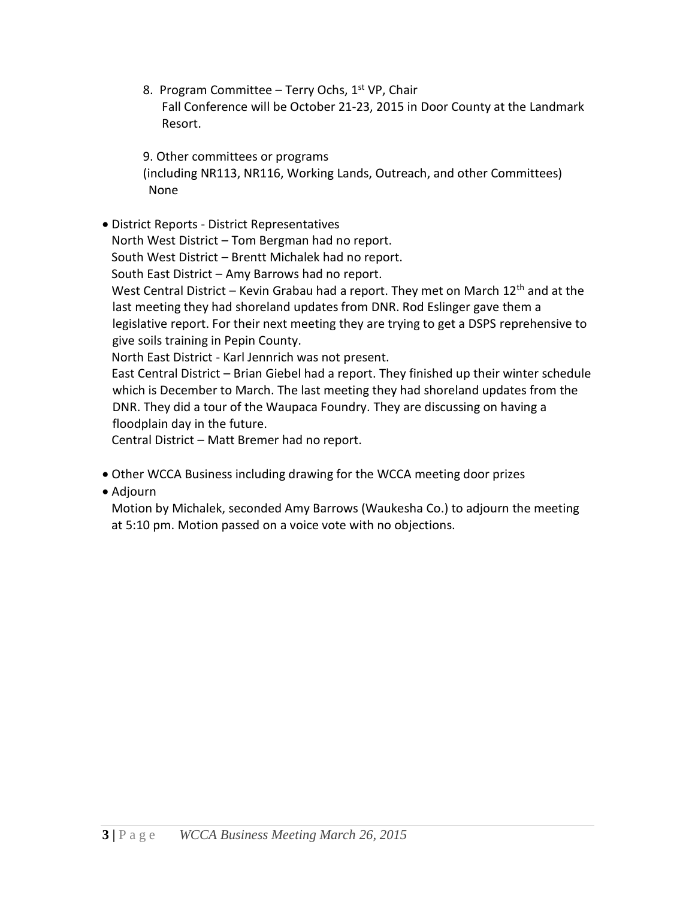8. Program Committee – Terry Ochs, 1st VP, Chair
   Fall Conference will be October 21-23, 2015 in Door County at the Landmark Resort.

9. Other committees or programs
   (including NR113, NR116, Working Lands, Outreach, and other Committees)
   None

- District Reports - District Representatives
  North West District – Tom Bergman had no report.
  South West District – Brentt Michalek had no report.
  South East District – Amy Barrows had no report.
  West Central District – Kevin Grabau had a report. They met on March 12th and at the last meeting they had shoreland updates from DNR. Rod Eslinger gave them a legislative report. For their next meeting they are trying to get a DSPS reprehensive to give soils training in Pepin County.
  North East District - Karl Jennrich was not present.
  East Central District – Brian Giebel had a report. They finished up their winter schedule which is December to March. The last meeting they had shoreland updates from the DNR. They did a tour of the Waupaca Foundry. They are discussing on having a floodplain day in the future.
  Central District – Matt Bremer had no report.

- Other WCCA Business including drawing for the WCCA meeting door prizes
- Adjourn
  Motion by Michalek, seconded Amy Barrows (Waukesha Co.) to adjourn the meeting at 5:10 pm. Motion passed on a voice vote with no objections.